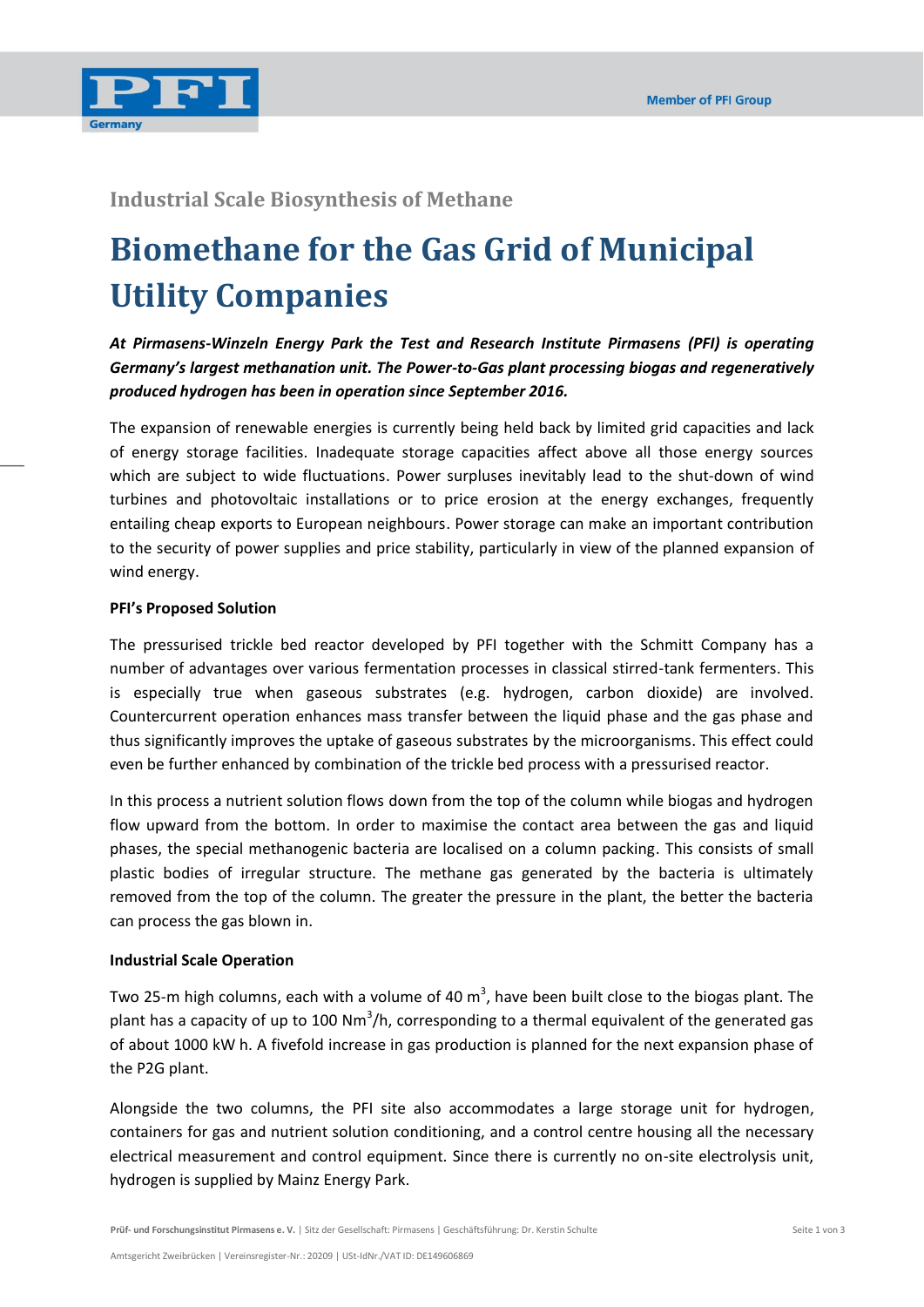### Industrial Scale Biosynthesis of Methane

# Biomethane for the Gas Grid of Municipal Utility Companies

***At Pirmasens-Winzeln Energy Park the Test and Research Institute Pirmasens (PFI) is operating Germany's largest methanation unit. The Power-to-Gas plant processing biogas and regeneratively produced hydrogen has been in operation since September 2016.***

The expansion of renewable energies is currently being held back by limited grid capacities and lack of energy storage facilities. Inadequate storage capacities affect above all those energy sources which are subject to wide fluctuations. Power surpluses inevitably lead to the shut-down of wind turbines and photovoltaic installations or to price erosion at the energy exchanges, frequently entailing cheap exports to European neighbours. Power storage can make an important contribution to the security of power supplies and price stability, particularly in view of the planned expansion of wind energy.

**PFI's Proposed Solution**

The pressurised trickle bed reactor developed by PFI together with the Schmitt Company has a number of advantages over various fermentation processes in classical stirred-tank fermenters. This is especially true when gaseous substrates (e.g. hydrogen, carbon dioxide) are involved. Countercurrent operation enhances mass transfer between the liquid phase and the gas phase and thus significantly improves the uptake of gaseous substrates by the microorganisms. This effect could even be further enhanced by combination of the trickle bed process with a pressurised reactor.

In this process a nutrient solution flows down from the top of the column while biogas and hydrogen flow upward from the bottom. In order to maximise the contact area between the gas and liquid phases, the special methanogenic bacteria are localised on a column packing. This consists of small plastic bodies of irregular structure. The methane gas generated by the bacteria is ultimately removed from the top of the column. The greater the pressure in the plant, the better the bacteria can process the gas blown in.

**Industrial Scale Operation**

Two 25-m high columns, each with a volume of 40 $m^3$, have been built close to the biogas plant. The plant has a capacity of up to 100 $Nm^3/h$, corresponding to a thermal equivalent of the generated gas of about 1000 kW h. A fivefold increase in gas production is planned for the next expansion phase of the P2G plant.

Alongside the two columns, the PFI site also accommodates a large storage unit for hydrogen, containers for gas and nutrient solution conditioning, and a control centre housing all the necessary electrical measurement and control equipment. Since there is currently no on-site electrolysis unit, hydrogen is supplied by Mainz Energy Park.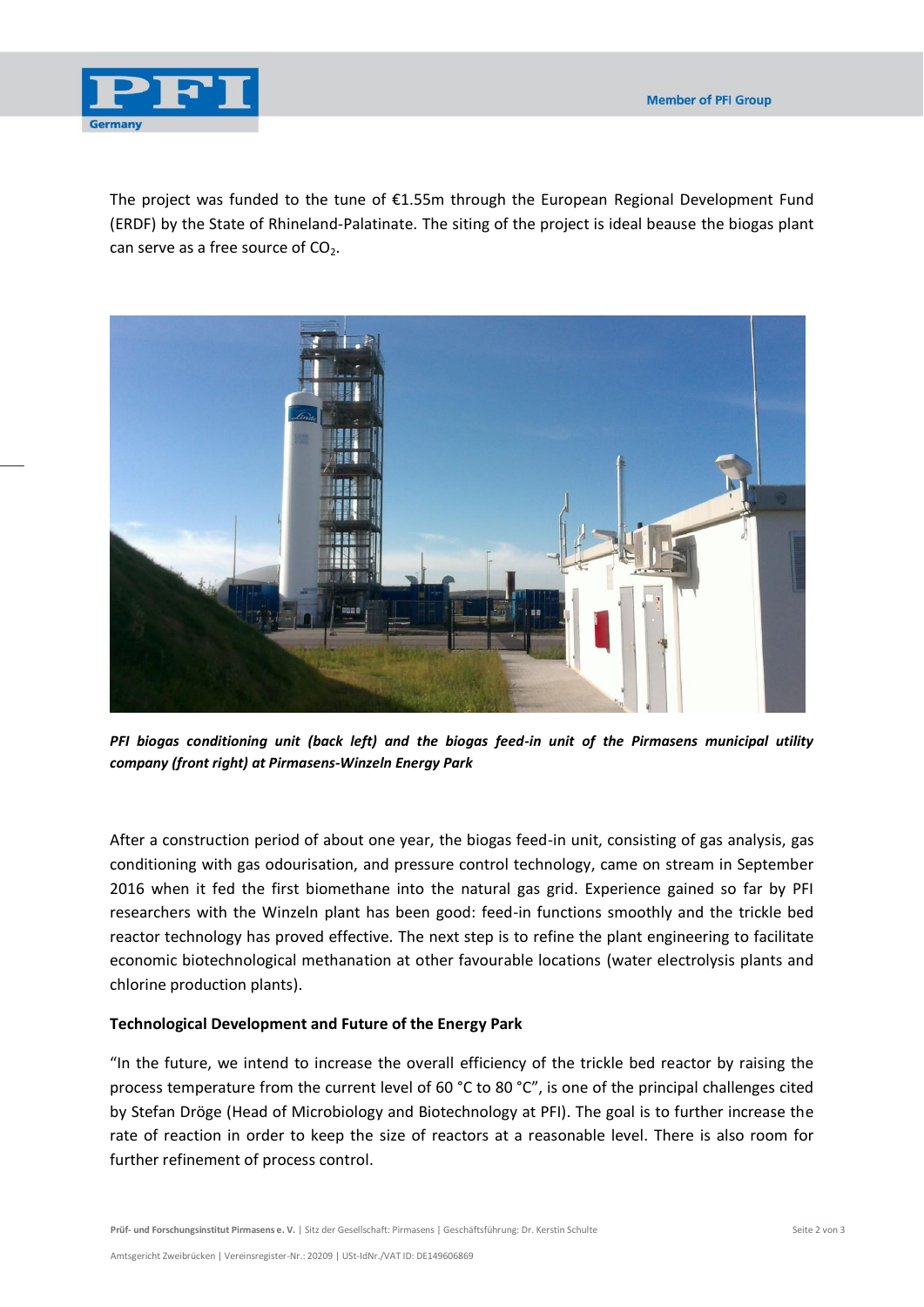The project was funded to the tune of €1.55m through the European Regional Development Fund (ERDF) by the State of Rhineland-Palatinate. The siting of the project is ideal beause the biogas plant can serve as a free source of $CO_2$.

***PFI biogas conditioning unit (back left) and the biogas feed-in unit of the Pirmasens municipal utility company (front right) at Pirmasens-Winzeln Energy Park***

After a construction period of about one year, the biogas feed-in unit, consisting of gas analysis, gas conditioning with gas odourisation, and pressure control technology, came on stream in September 2016 when it fed the first biomethane into the natural gas grid. Experience gained so far by PFI researchers with the Winzeln plant has been good: feed-in functions smoothly and the trickle bed reactor technology has proved effective. The next step is to refine the plant engineering to facilitate economic biotechnological methanation at other favourable locations (water electrolysis plants and chlorine production plants).

**Technological Development and Future of the Energy Park**

"In the future, we intend to increase the overall efficiency of the trickle bed reactor by raising the process temperature from the current level of 60 °C to 80 °C", is one of the principal challenges cited by Stefan Dröge (Head of Microbiology and Biotechnology at PFI). The goal is to further increase the rate of reaction in order to keep the size of reactors at a reasonable level. There is also room for further refinement of process control.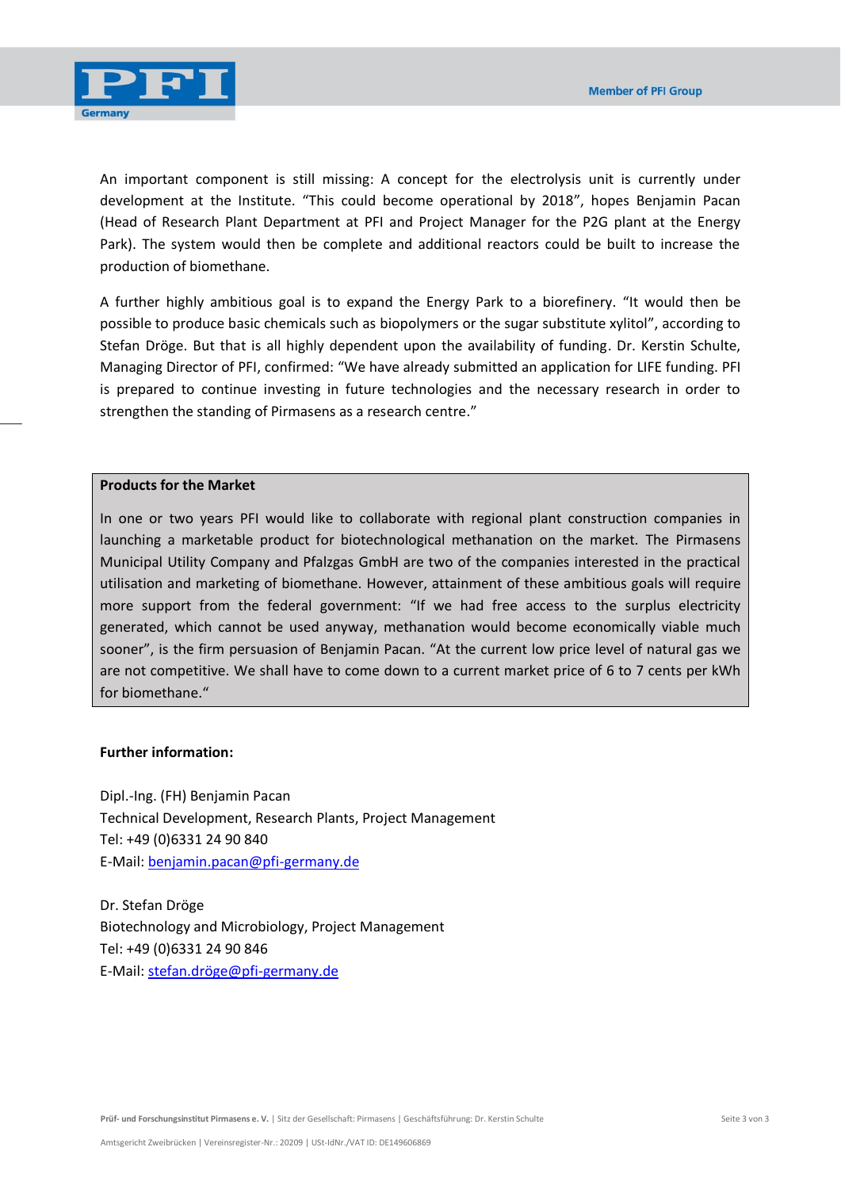An important component is still missing: A concept for the electrolysis unit is currently under development at the Institute. "This could become operational by 2018", hopes Benjamin Pacan (Head of Research Plant Department at PFI and Project Manager for the P2G plant at the Energy Park). The system would then be complete and additional reactors could be built to increase the production of biomethane.

A further highly ambitious goal is to expand the Energy Park to a biorefinery. "It would then be possible to produce basic chemicals such as biopolymers or the sugar substitute xylitol", according to Stefan Dröge. But that is all highly dependent upon the availability of funding. Dr. Kerstin Schulte, Managing Director of PFI, confirmed: "We have already submitted an application for LIFE funding. PFI is prepared to continue investing in future technologies and the necessary research in order to strengthen the standing of Pirmasens as a research centre."

**Products for the Market**

In one or two years PFI would like to collaborate with regional plant construction companies in launching a marketable product for biotechnological methanation on the market. The Pirmasens Municipal Utility Company and Pfalzgas GmbH are two of the companies interested in the practical utilisation and marketing of biomethane. However, attainment of these ambitious goals will require more support from the federal government: "If we had free access to the surplus electricity generated, which cannot be used anyway, methanation would become economically viable much sooner", is the firm persuasion of Benjamin Pacan. "At the current low price level of natural gas we are not competitive. We shall have to come down to a current market price of 6 to 7 cents per kWh for biomethane."

**Further information:**

Dipl.-Ing. (FH) Benjamin Pacan
Technical Development, Research Plants, Project Management
Tel: +49 (0)6331 24 90 840
E-Mail: benjamin.pacan@pfi-germany.de

Dr. Stefan Dröge
Biotechnology and Microbiology, Project Management
Tel: +49 (0)6331 24 90 846
E-Mail: stefan.dröge@pfi-germany.de